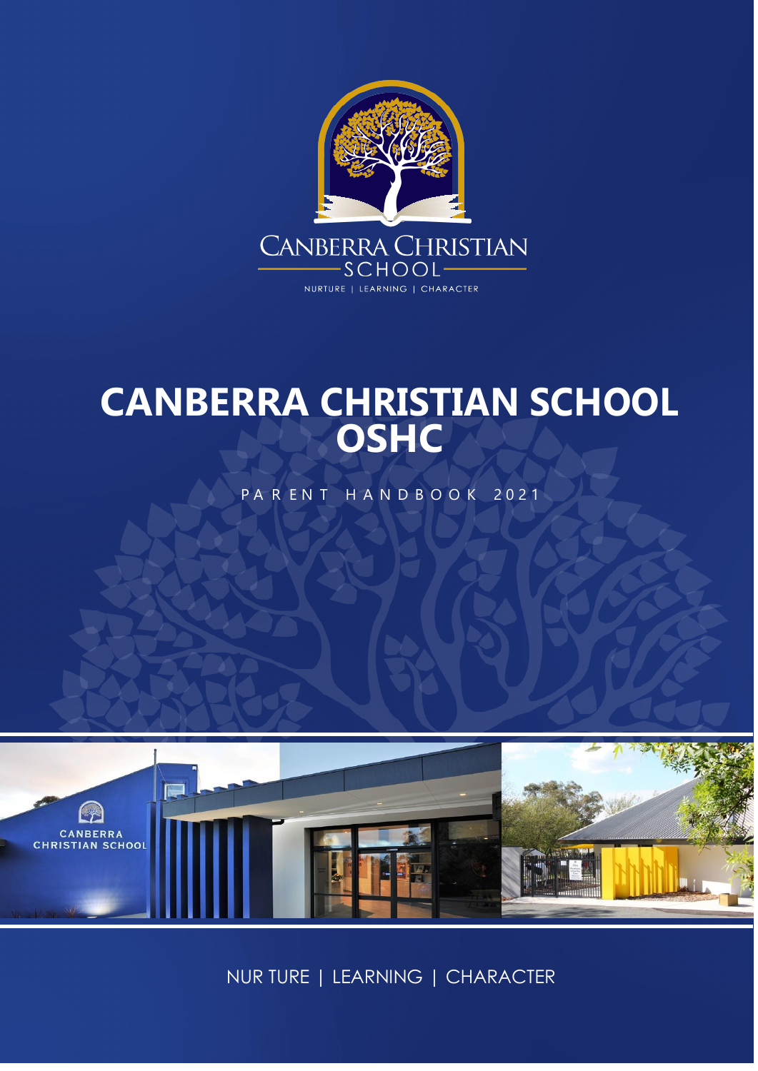CANBERRA CHRISTIAN SCHOOL

NURTURE | LEARNING | CHARACTER

# CANBERRA CHRISTIAN SCHOOL OSHC

PARENT HANDBOOK 2021

CANBERRA CHRISTIAN SCHOOL

NUR TURE | LEARNING | CHARACTER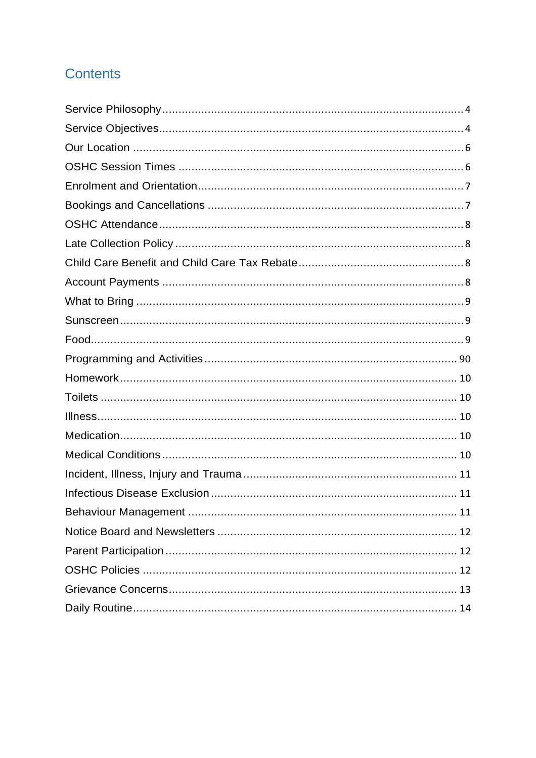## Contents

Service Philosophy ........................................................................................ 4
Service Objectives.......................................................................................... 4
Our Location ................................................................................................. 6
OSHC Session Times ..................................................................................... 6
Enrolment and Orientation............................................................................. 7
Bookings and Cancellations ........................................................................... 7
OSHC Attendance.......................................................................................... 8
Late Collection Policy ..................................................................................... 8
Child Care Benefit and Child Care Tax Rebate ................................................ 8
Account Payments ......................................................................................... 8
What to Bring ................................................................................................ 9
Sunscreen...................................................................................................... 9
Food.............................................................................................................. 9
Programming and Activities .......................................................................... 90
Homework.................................................................................................... 10
Toilets .......................................................................................................... 10
Illness........................................................................................................... 10
Medication.................................................................................................... 10
Medical Conditions ....................................................................................... 10
Incident, Illness, Injury and Trauma .............................................................. 11
Infectious Disease Exclusion ......................................................................... 11
Behaviour Management ............................................................................... 11
Notice Board and Newsletters ...................................................................... 12
Parent Participation ...................................................................................... 12
OSHC Policies .............................................................................................. 12
Grievance Concerns...................................................................................... 13
Daily Routine................................................................................................ 14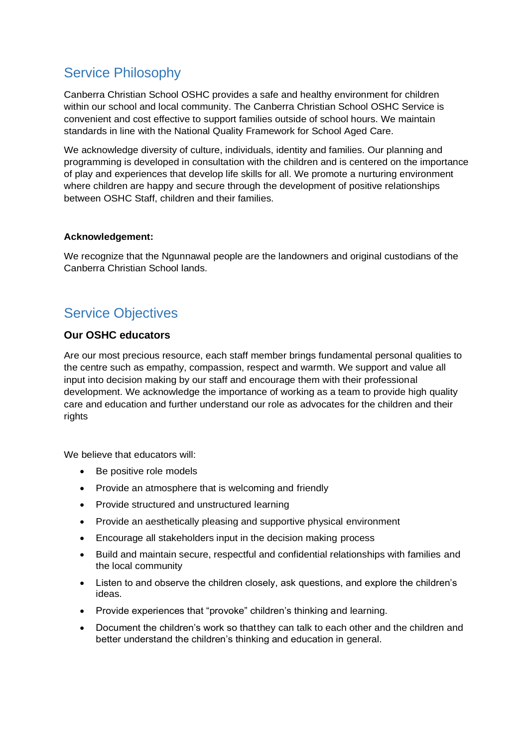## Service Philosophy

Canberra Christian School OSHC provides a safe and healthy environment for children within our school and local community. The Canberra Christian School OSHC Service is convenient and cost effective to support families outside of school hours. We maintain standards in line with the National Quality Framework for School Aged Care.

We acknowledge diversity of culture, individuals, identity and families. Our planning and programming is developed in consultation with the children and is centered on the importance of play and experiences that develop life skills for all. We promote a nurturing environment where children are happy and secure through the development of positive relationships between OSHC Staff, children and their families.

**Acknowledgement:**

We recognize that the Ngunnawal people are the landowners and original custodians of the Canberra Christian School lands.

## Service Objectives

### Our OSHC educators

Are our most precious resource, each staff member brings fundamental personal qualities to the centre such as empathy, compassion, respect and warmth. We support and value all input into decision making by our staff and encourage them with their professional development. We acknowledge the importance of working as a team to provide high quality care and education and further understand our role as advocates for the children and their rights

We believe that educators will:

- Be positive role models
- Provide an atmosphere that is welcoming and friendly
- Provide structured and unstructured learning
- Provide an aesthetically pleasing and supportive physical environment
- Encourage all stakeholders input in the decision making process
- Build and maintain secure, respectful and confidential relationships with families and the local community
- Listen to and observe the children closely, ask questions, and explore the children's ideas.
- Provide experiences that "provoke" children's thinking and learning.
- Document the children's work so thatthey can talk to each other and the children and better understand the children's thinking and education in general.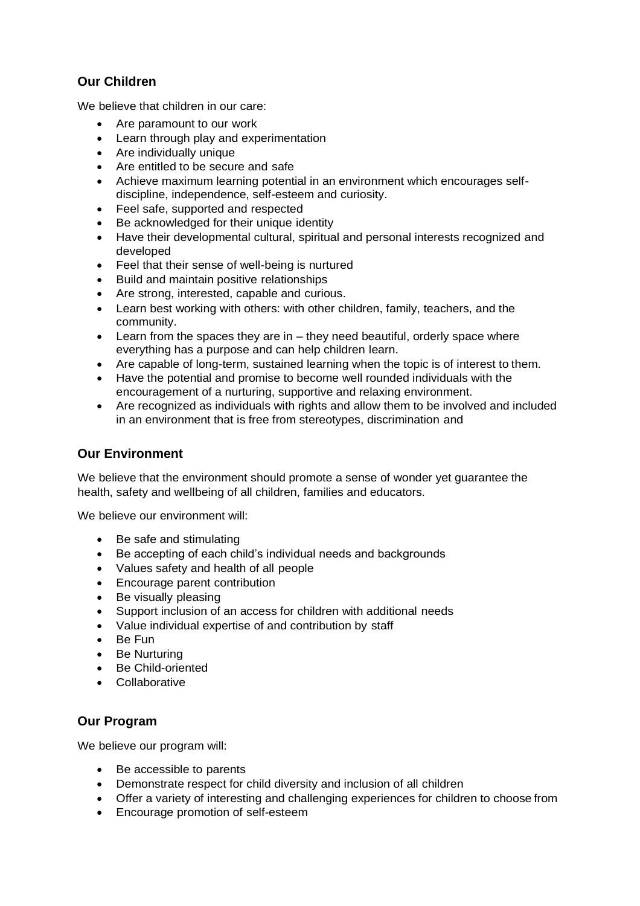## Our Children

We believe that children in our care:

- Are paramount to our work
- Learn through play and experimentation
- Are individually unique
- Are entitled to be secure and safe
- Achieve maximum learning potential in an environment which encourages self-discipline, independence, self-esteem and curiosity.
- Feel safe, supported and respected
- Be acknowledged for their unique identity
- Have their developmental cultural, spiritual and personal interests recognized and developed
- Feel that their sense of well-being is nurtured
- Build and maintain positive relationships
- Are strong, interested, capable and curious.
- Learn best working with others: with other children, family, teachers, and the community.
- Learn from the spaces they are in – they need beautiful, orderly space where everything has a purpose and can help children learn.
- Are capable of long-term, sustained learning when the topic is of interest to them.
- Have the potential and promise to become well rounded individuals with the encouragement of a nurturing, supportive and relaxing environment.
- Are recognized as individuals with rights and allow them to be involved and included in an environment that is free from stereotypes, discrimination and

## Our Environment

We believe that the environment should promote a sense of wonder yet guarantee the health, safety and wellbeing of all children, families and educators.

We believe our environment will:

- Be safe and stimulating
- Be accepting of each child's individual needs and backgrounds
- Values safety and health of all people
- Encourage parent contribution
- Be visually pleasing
- Support inclusion of an access for children with additional needs
- Value individual expertise of and contribution by staff
- Be Fun
- Be Nurturing
- Be Child-oriented
- Collaborative

## Our Program

We believe our program will:

- Be accessible to parents
- Demonstrate respect for child diversity and inclusion of all children
- Offer a variety of interesting and challenging experiences for children to choose from
- Encourage promotion of self-esteem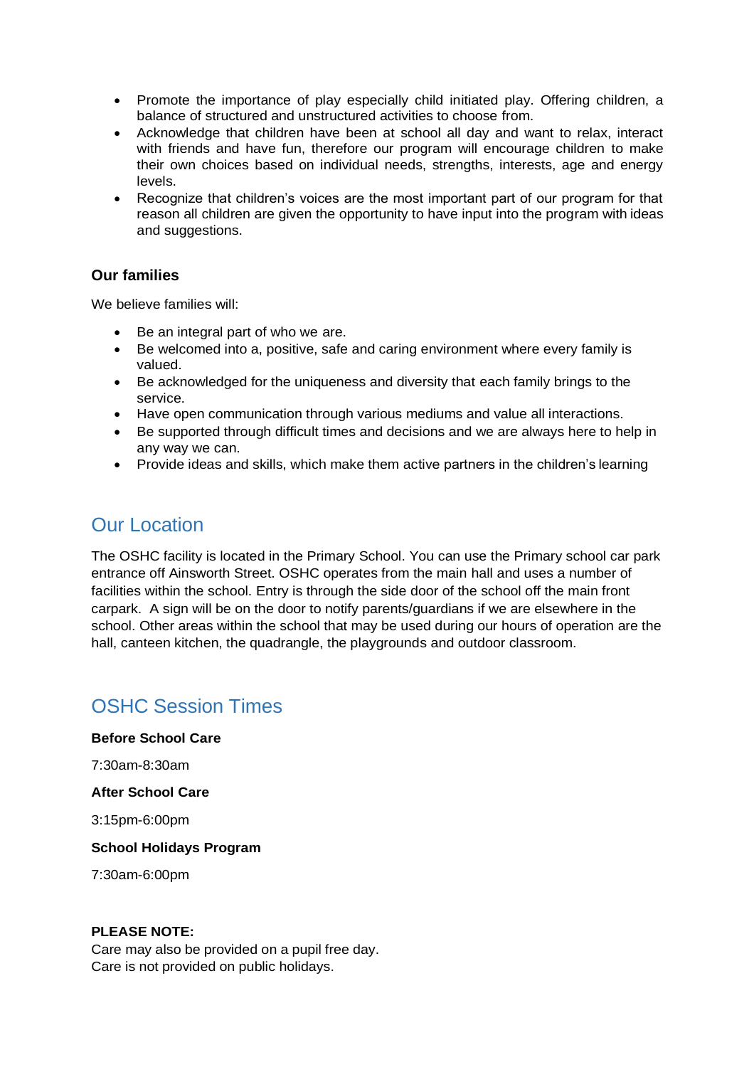- Promote the importance of play especially child initiated play. Offering children, a balance of structured and unstructured activities to choose from.
- Acknowledge that children have been at school all day and want to relax, interact with friends and have fun, therefore our program will encourage children to make their own choices based on individual needs, strengths, interests, age and energy levels.
- Recognize that children's voices are the most important part of our program for that reason all children are given the opportunity to have input into the program with ideas and suggestions.

**Our families**

We believe families will:

- Be an integral part of who we are.
- Be welcomed into a, positive, safe and caring environment where every family is valued.
- Be acknowledged for the uniqueness and diversity that each family brings to the service.
- Have open communication through various mediums and value all interactions.
- Be supported through difficult times and decisions and we are always here to help in any way we can.
- Provide ideas and skills, which make them active partners in the children's learning

## Our Location

The OSHC facility is located in the Primary School. You can use the Primary school car park entrance off Ainsworth Street. OSHC operates from the main hall and uses a number of facilities within the school. Entry is through the side door of the school off the main front carpark. A sign will be on the door to notify parents/guardians if we are elsewhere in the school. Other areas within the school that may be used during our hours of operation are the hall, canteen kitchen, the quadrangle, the playgrounds and outdoor classroom.

## OSHC Session Times

**Before School Care**

7:30am-8:30am

**After School Care**

3:15pm-6:00pm

**School Holidays Program**

7:30am-6:00pm

**PLEASE NOTE:**
Care may also be provided on a pupil free day.
Care is not provided on public holidays.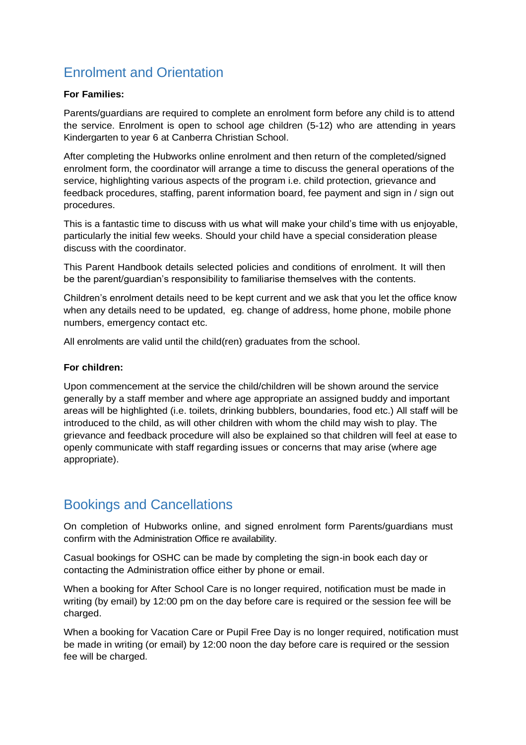## Enrolment and Orientation

**For Families:**

Parents/guardians are required to complete an enrolment form before any child is to attend the service. Enrolment is open to school age children (5-12) who are attending in years Kindergarten to year 6 at Canberra Christian School.

After completing the Hubworks online enrolment and then return of the completed/signed enrolment form, the coordinator will arrange a time to discuss the general operations of the service, highlighting various aspects of the program i.e. child protection, grievance and feedback procedures, staffing, parent information board, fee payment and sign in / sign out procedures.

This is a fantastic time to discuss with us what will make your child's time with us enjoyable, particularly the initial few weeks. Should your child have a special consideration please discuss with the coordinator.

This Parent Handbook details selected policies and conditions of enrolment. It will then be the parent/guardian's responsibility to familiarise themselves with the contents.

Children's enrolment details need to be kept current and we ask that you let the office know when any details need to be updated, eg. change of address, home phone, mobile phone numbers, emergency contact etc.

All enrolments are valid until the child(ren) graduates from the school.

**For children:**

Upon commencement at the service the child/children will be shown around the service generally by a staff member and where age appropriate an assigned buddy and important areas will be highlighted (i.e. toilets, drinking bubblers, boundaries, food etc.) All staff will be introduced to the child, as will other children with whom the child may wish to play. The grievance and feedback procedure will also be explained so that children will feel at ease to openly communicate with staff regarding issues or concerns that may arise (where age appropriate).

## Bookings and Cancellations

On completion of Hubworks online, and signed enrolment form Parents/guardians must confirm with the Administration Office re availability.

Casual bookings for OSHC can be made by completing the sign-in book each day or contacting the Administration office either by phone or email.

When a booking for After School Care is no longer required, notification must be made in writing (by email) by 12:00 pm on the day before care is required or the session fee will be charged.

When a booking for Vacation Care or Pupil Free Day is no longer required, notification must be made in writing (or email) by 12:00 noon the day before care is required or the session fee will be charged.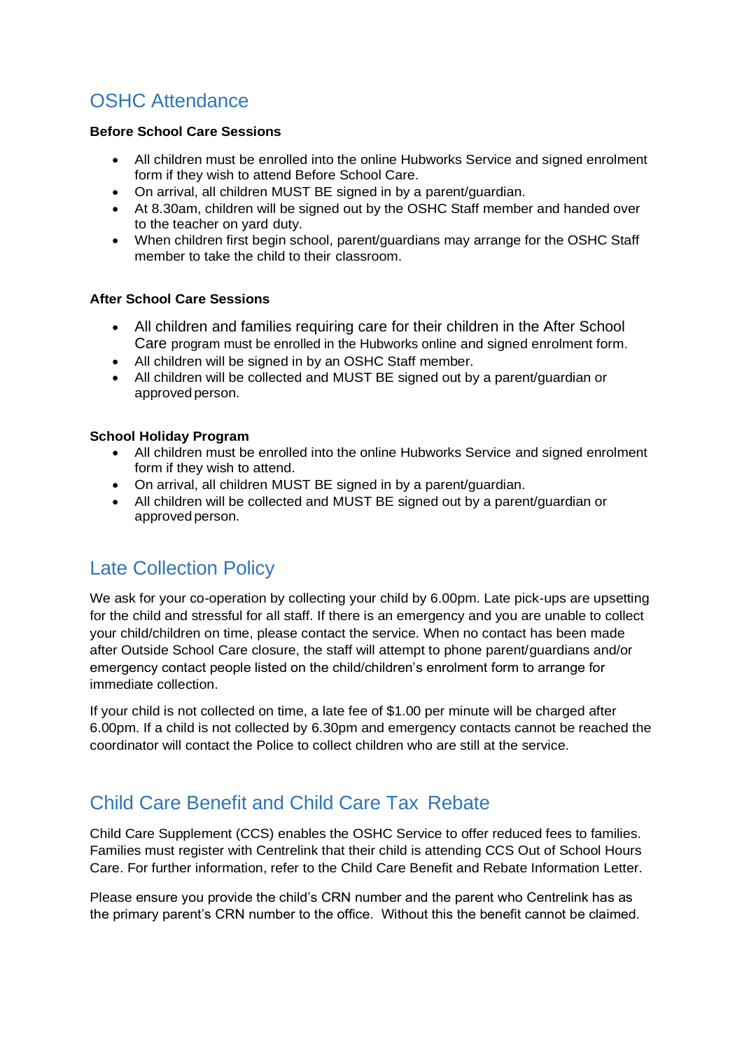## OSHC Attendance

**Before School Care Sessions**

- All children must be enrolled into the online Hubworks Service and signed enrolment form if they wish to attend Before School Care.
- On arrival, all children MUST BE signed in by a parent/guardian.
- At 8.30am, children will be signed out by the OSHC Staff member and handed over to the teacher on yard duty.
- When children first begin school, parent/guardians may arrange for the OSHC Staff member to take the child to their classroom.

**After School Care Sessions**

- All children and families requiring care for their children in the After School Care program must be enrolled in the Hubworks online and signed enrolment form.
- All children will be signed in by an OSHC Staff member.
- All children will be collected and MUST BE signed out by a parent/guardian or approved person.

**School Holiday Program**

- All children must be enrolled into the online Hubworks Service and signed enrolment form if they wish to attend.
- On arrival, all children MUST BE signed in by a parent/guardian.
- All children will be collected and MUST BE signed out by a parent/guardian or approved person.

## Late Collection Policy

We ask for your co-operation by collecting your child by 6.00pm. Late pick-ups are upsetting for the child and stressful for all staff. If there is an emergency and you are unable to collect your child/children on time, please contact the service. When no contact has been made after Outside School Care closure, the staff will attempt to phone parent/guardians and/or emergency contact people listed on the child/children's enrolment form to arrange for immediate collection.

If your child is not collected on time, a late fee of $1.00 per minute will be charged after 6.00pm. If a child is not collected by 6.30pm and emergency contacts cannot be reached the coordinator will contact the Police to collect children who are still at the service.

## Child Care Benefit and Child Care Tax Rebate

Child Care Supplement (CCS) enables the OSHC Service to offer reduced fees to families. Families must register with Centrelink that their child is attending CCS Out of School Hours Care. For further information, refer to the Child Care Benefit and Rebate Information Letter.

Please ensure you provide the child's CRN number and the parent who Centrelink has as the primary parent's CRN number to the office. Without this the benefit cannot be claimed.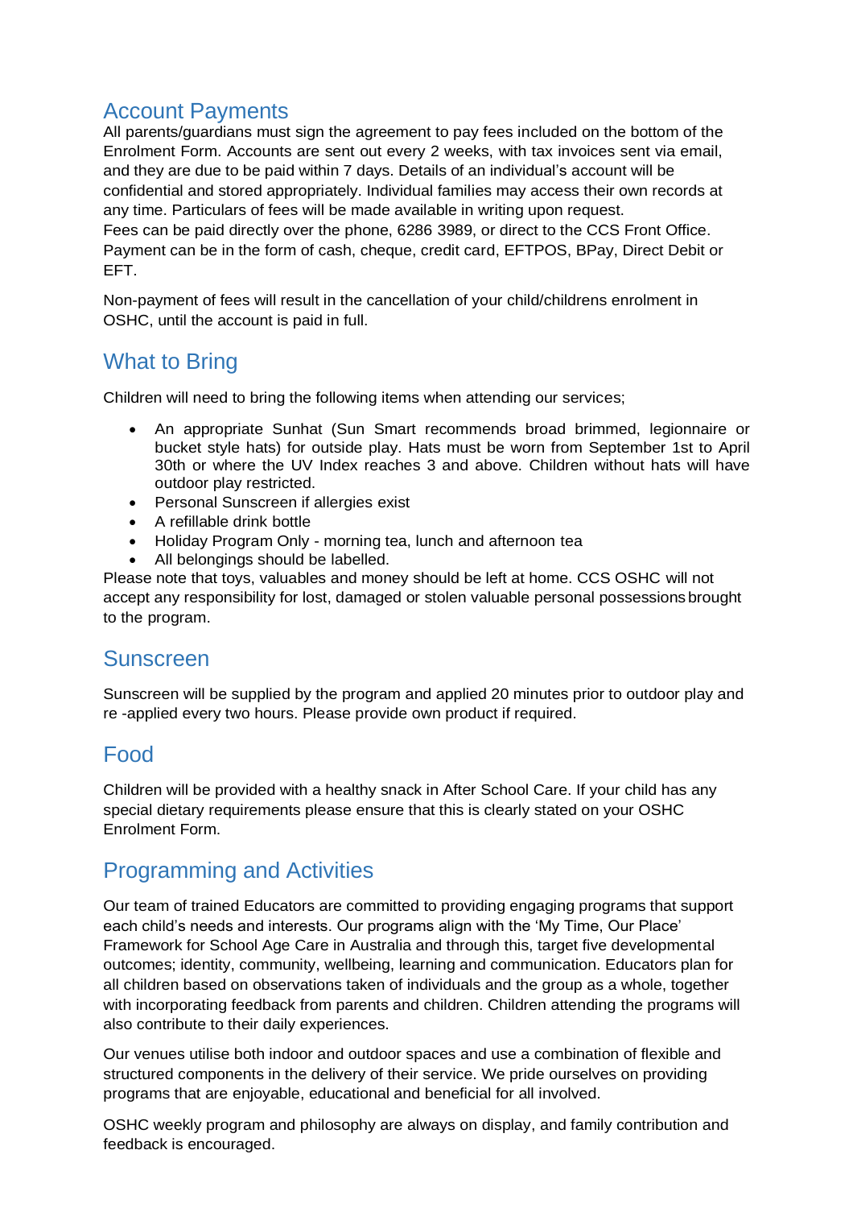## Account Payments

All parents/guardians must sign the agreement to pay fees included on the bottom of the Enrolment Form. Accounts are sent out every 2 weeks, with tax invoices sent via email, and they are due to be paid within 7 days. Details of an individual's account will be confidential and stored appropriately. Individual families may access their own records at any time. Particulars of fees will be made available in writing upon request.
Fees can be paid directly over the phone, 6286 3989, or direct to the CCS Front Office. Payment can be in the form of cash, cheque, credit card, EFTPOS, BPay, Direct Debit or EFT.

Non-payment of fees will result in the cancellation of your child/childrens enrolment in OSHC, until the account is paid in full.

## What to Bring

Children will need to bring the following items when attending our services;

- An appropriate Sunhat (Sun Smart recommends broad brimmed, legionnaire or bucket style hats) for outside play. Hats must be worn from September 1st to April 30th or where the UV Index reaches 3 and above. Children without hats will have outdoor play restricted.
- Personal Sunscreen if allergies exist
- A refillable drink bottle
- Holiday Program Only - morning tea, lunch and afternoon tea
- All belongings should be labelled.

Please note that toys, valuables and money should be left at home. CCS OSHC will not accept any responsibility for lost, damaged or stolen valuable personal possessions brought to the program.

## Sunscreen

Sunscreen will be supplied by the program and applied 20 minutes prior to outdoor play and re -applied every two hours. Please provide own product if required.

## Food

Children will be provided with a healthy snack in After School Care. If your child has any special dietary requirements please ensure that this is clearly stated on your OSHC Enrolment Form.

## Programming and Activities

Our team of trained Educators are committed to providing engaging programs that support each child's needs and interests. Our programs align with the 'My Time, Our Place' Framework for School Age Care in Australia and through this, target five developmental outcomes; identity, community, wellbeing, learning and communication. Educators plan for all children based on observations taken of individuals and the group as a whole, together with incorporating feedback from parents and children. Children attending the programs will also contribute to their daily experiences.

Our venues utilise both indoor and outdoor spaces and use a combination of flexible and structured components in the delivery of their service. We pride ourselves on providing programs that are enjoyable, educational and beneficial for all involved.

OSHC weekly program and philosophy are always on display, and family contribution and feedback is encouraged.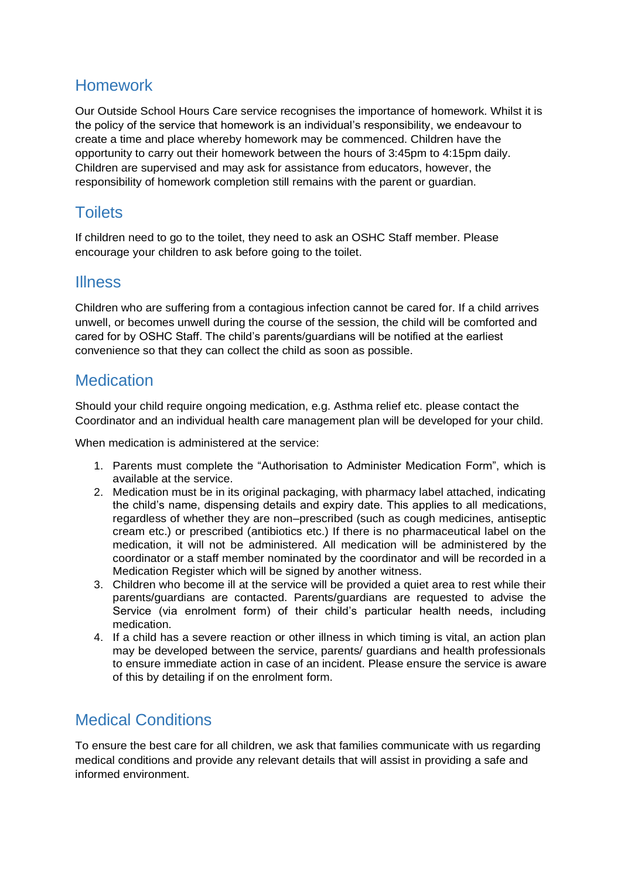## Homework

Our Outside School Hours Care service recognises the importance of homework. Whilst it is the policy of the service that homework is an individual's responsibility, we endeavour to create a time and place whereby homework may be commenced. Children have the opportunity to carry out their homework between the hours of 3:45pm to 4:15pm daily. Children are supervised and may ask for assistance from educators, however, the responsibility of homework completion still remains with the parent or guardian.

## Toilets

If children need to go to the toilet, they need to ask an OSHC Staff member. Please encourage your children to ask before going to the toilet.

## Illness

Children who are suffering from a contagious infection cannot be cared for. If a child arrives unwell, or becomes unwell during the course of the session, the child will be comforted and cared for by OSHC Staff. The child's parents/guardians will be notified at the earliest convenience so that they can collect the child as soon as possible.

## Medication

Should your child require ongoing medication, e.g. Asthma relief etc. please contact the Coordinator and an individual health care management plan will be developed for your child.

When medication is administered at the service:

1. Parents must complete the "Authorisation to Administer Medication Form", which is available at the service.
2. Medication must be in its original packaging, with pharmacy label attached, indicating the child's name, dispensing details and expiry date. This applies to all medications, regardless of whether they are non–prescribed (such as cough medicines, antiseptic cream etc.) or prescribed (antibiotics etc.) If there is no pharmaceutical label on the medication, it will not be administered. All medication will be administered by the coordinator or a staff member nominated by the coordinator and will be recorded in a Medication Register which will be signed by another witness.
3. Children who become ill at the service will be provided a quiet area to rest while their parents/guardians are contacted. Parents/guardians are requested to advise the Service (via enrolment form) of their child's particular health needs, including medication.
4. If a child has a severe reaction or other illness in which timing is vital, an action plan may be developed between the service, parents/ guardians and health professionals to ensure immediate action in case of an incident. Please ensure the service is aware of this by detailing if on the enrolment form.

## Medical Conditions

To ensure the best care for all children, we ask that families communicate with us regarding medical conditions and provide any relevant details that will assist in providing a safe and informed environment.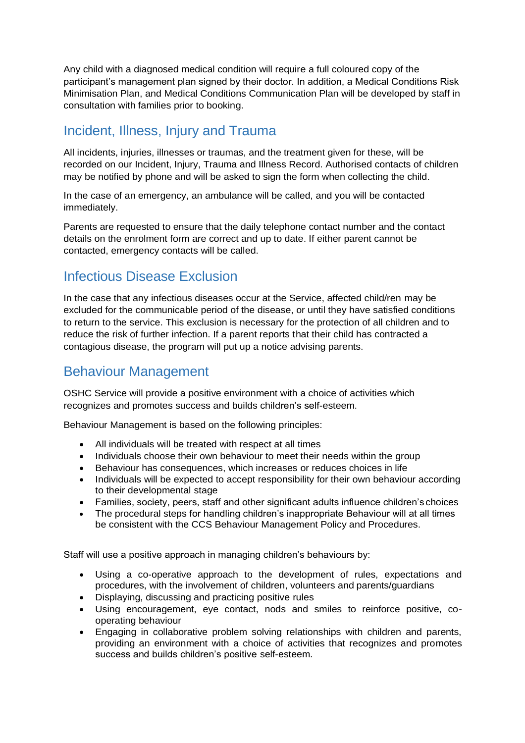Any child with a diagnosed medical condition will require a full coloured copy of the participant's management plan signed by their doctor. In addition, a Medical Conditions Risk Minimisation Plan, and Medical Conditions Communication Plan will be developed by staff in consultation with families prior to booking.

## Incident, Illness, Injury and Trauma

All incidents, injuries, illnesses or traumas, and the treatment given for these, will be recorded on our Incident, Injury, Trauma and Illness Record. Authorised contacts of children may be notified by phone and will be asked to sign the form when collecting the child.

In the case of an emergency, an ambulance will be called, and you will be contacted immediately.

Parents are requested to ensure that the daily telephone contact number and the contact details on the enrolment form are correct and up to date. If either parent cannot be contacted, emergency contacts will be called.

## Infectious Disease Exclusion

In the case that any infectious diseases occur at the Service, affected child/ren may be excluded for the communicable period of the disease, or until they have satisfied conditions to return to the service. This exclusion is necessary for the protection of all children and to reduce the risk of further infection. If a parent reports that their child has contracted a contagious disease, the program will put up a notice advising parents.

## Behaviour Management

OSHC Service will provide a positive environment with a choice of activities which recognizes and promotes success and builds children's self-esteem.

Behaviour Management is based on the following principles:

- All individuals will be treated with respect at all times
- Individuals choose their own behaviour to meet their needs within the group
- Behaviour has consequences, which increases or reduces choices in life
- Individuals will be expected to accept responsibility for their own behaviour according to their developmental stage
- Families, society, peers, staff and other significant adults influence children's choices
- The procedural steps for handling children's inappropriate Behaviour will at all times be consistent with the CCS Behaviour Management Policy and Procedures.

Staff will use a positive approach in managing children's behaviours by:

- Using a co-operative approach to the development of rules, expectations and procedures, with the involvement of children, volunteers and parents/guardians
- Displaying, discussing and practicing positive rules
- Using encouragement, eye contact, nods and smiles to reinforce positive, co-operating behaviour
- Engaging in collaborative problem solving relationships with children and parents, providing an environment with a choice of activities that recognizes and promotes success and builds children's positive self-esteem.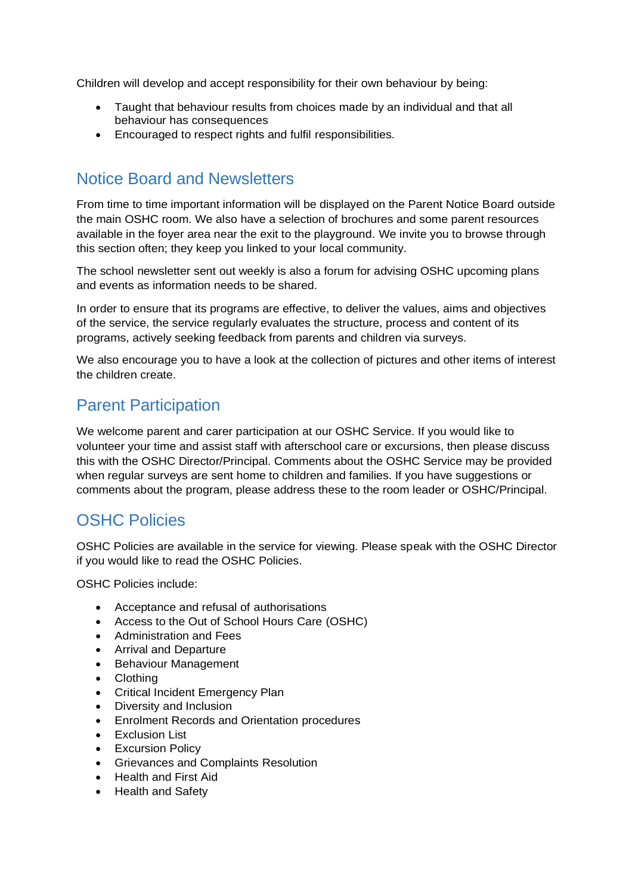Children will develop and accept responsibility for their own behaviour by being:

- Taught that behaviour results from choices made by an individual and that all behaviour has consequences
- Encouraged to respect rights and fulfil responsibilities.

## Notice Board and Newsletters

From time to time important information will be displayed on the Parent Notice Board outside the main OSHC room. We also have a selection of brochures and some parent resources available in the foyer area near the exit to the playground. We invite you to browse through this section often; they keep you linked to your local community.

The school newsletter sent out weekly is also a forum for advising OSHC upcoming plans and events as information needs to be shared.

In order to ensure that its programs are effective, to deliver the values, aims and objectives of the service, the service regularly evaluates the structure, process and content of its programs, actively seeking feedback from parents and children via surveys.

We also encourage you to have a look at the collection of pictures and other items of interest the children create.

## Parent Participation

We welcome parent and carer participation at our OSHC Service. If you would like to volunteer your time and assist staff with afterschool care or excursions, then please discuss this with the OSHC Director/Principal. Comments about the OSHC Service may be provided when regular surveys are sent home to children and families. If you have suggestions or comments about the program, please address these to the room leader or OSHC/Principal.

## OSHC Policies

OSHC Policies are available in the service for viewing. Please speak with the OSHC Director if you would like to read the OSHC Policies.

OSHC Policies include:

- Acceptance and refusal of authorisations
- Access to the Out of School Hours Care (OSHC)
- Administration and Fees
- Arrival and Departure
- Behaviour Management
- Clothing
- Critical Incident Emergency Plan
- Diversity and Inclusion
- Enrolment Records and Orientation procedures
- Exclusion List
- Excursion Policy
- Grievances and Complaints Resolution
- Health and First Aid
- Health and Safety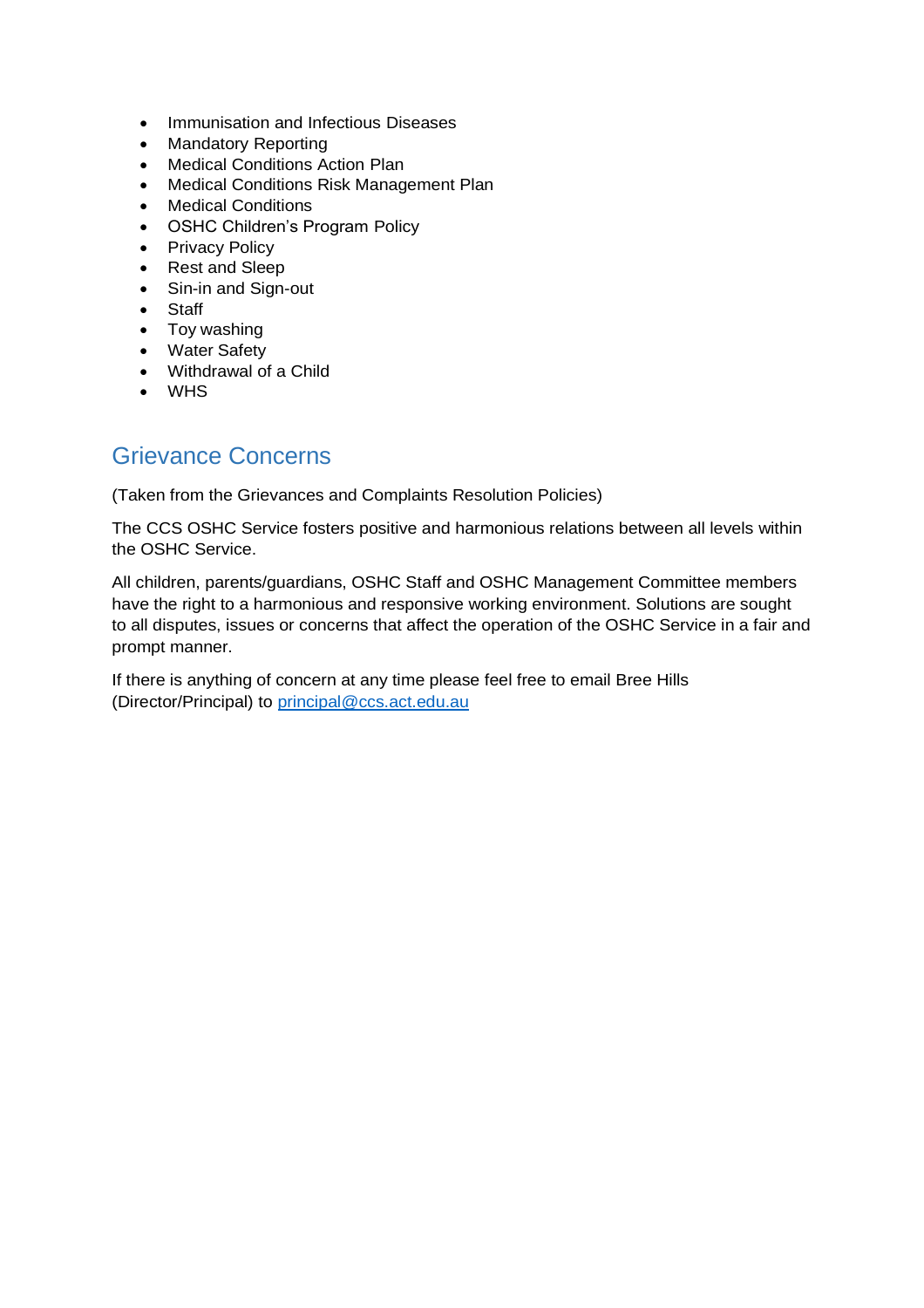- Immunisation and Infectious Diseases
- Mandatory Reporting
- Medical Conditions Action Plan
- Medical Conditions Risk Management Plan
- Medical Conditions
- OSHC Children's Program Policy
- Privacy Policy
- Rest and Sleep
- Sin-in and Sign-out
- Staff
- Toy washing
- Water Safety
- Withdrawal of a Child
- WHS

## Grievance Concerns

(Taken from the Grievances and Complaints Resolution Policies)

The CCS OSHC Service fosters positive and harmonious relations between all levels within the OSHC Service.

All children, parents/guardians, OSHC Staff and OSHC Management Committee members have the right to a harmonious and responsive working environment. Solutions are sought to all disputes, issues or concerns that affect the operation of the OSHC Service in a fair and prompt manner.

If there is anything of concern at any time please feel free to email Bree Hills (Director/Principal) to [principal@ccs.act.edu.au](mailto:principal@ccs.act.edu.au)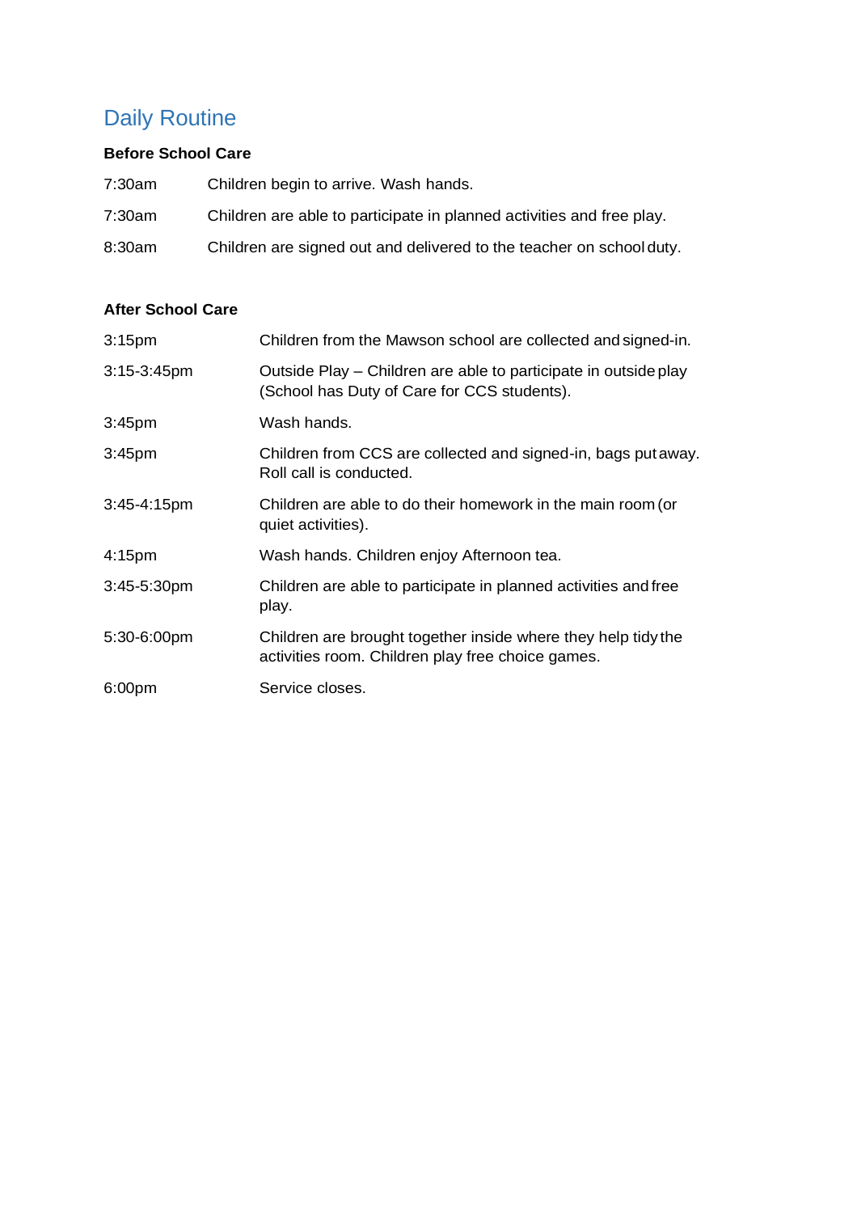## Daily Routine

**Before School Care**

| | |
|---|---|
| 7:30am | Children begin to arrive. Wash hands. |
| 7:30am | Children are able to participate in planned activities and free play. |
| 8:30am | Children are signed out and delivered to the teacher on school duty. |

**After School Care**

| | |
|---|---|
| 3:15pm | Children from the Mawson school are collected and signed-in. |
| 3:15-3:45pm | Outside Play – Children are able to participate in outside play (School has Duty of Care for CCS students). |
| 3:45pm | Wash hands. |
| 3:45pm | Children from CCS are collected and signed-in, bags put away. Roll call is conducted. |
| 3:45-4:15pm | Children are able to do their homework in the main room (or quiet activities). |
| 4:15pm | Wash hands. Children enjoy Afternoon tea. |
| 3:45-5:30pm | Children are able to participate in planned activities and free play. |
| 5:30-6:00pm | Children are brought together inside where they help tidy the activities room. Children play free choice games. |
| 6:00pm | Service closes. |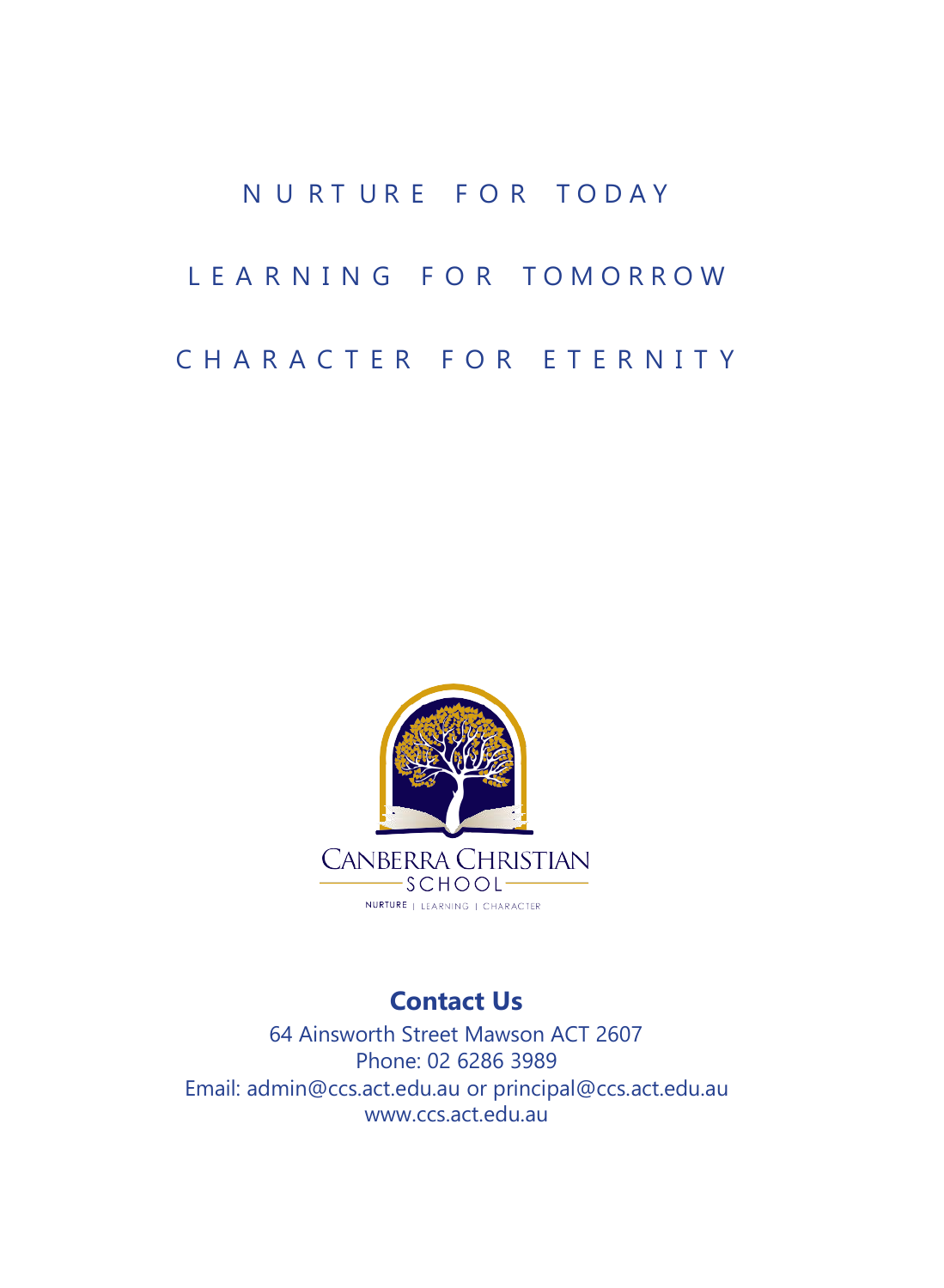NURTURE FOR TODAY

LEARNING FOR TOMORROW

CHARACTER FOR ETERNITY

CANBERRA CHRISTIAN SCHOOL

NURTURE | LEARNING | CHARACTER

## Contact Us

64 Ainsworth Street Mawson ACT 2607
Phone: 02 6286 3989
Email: admin@ccs.act.edu.au or principal@ccs.act.edu.au
www.ccs.act.edu.au